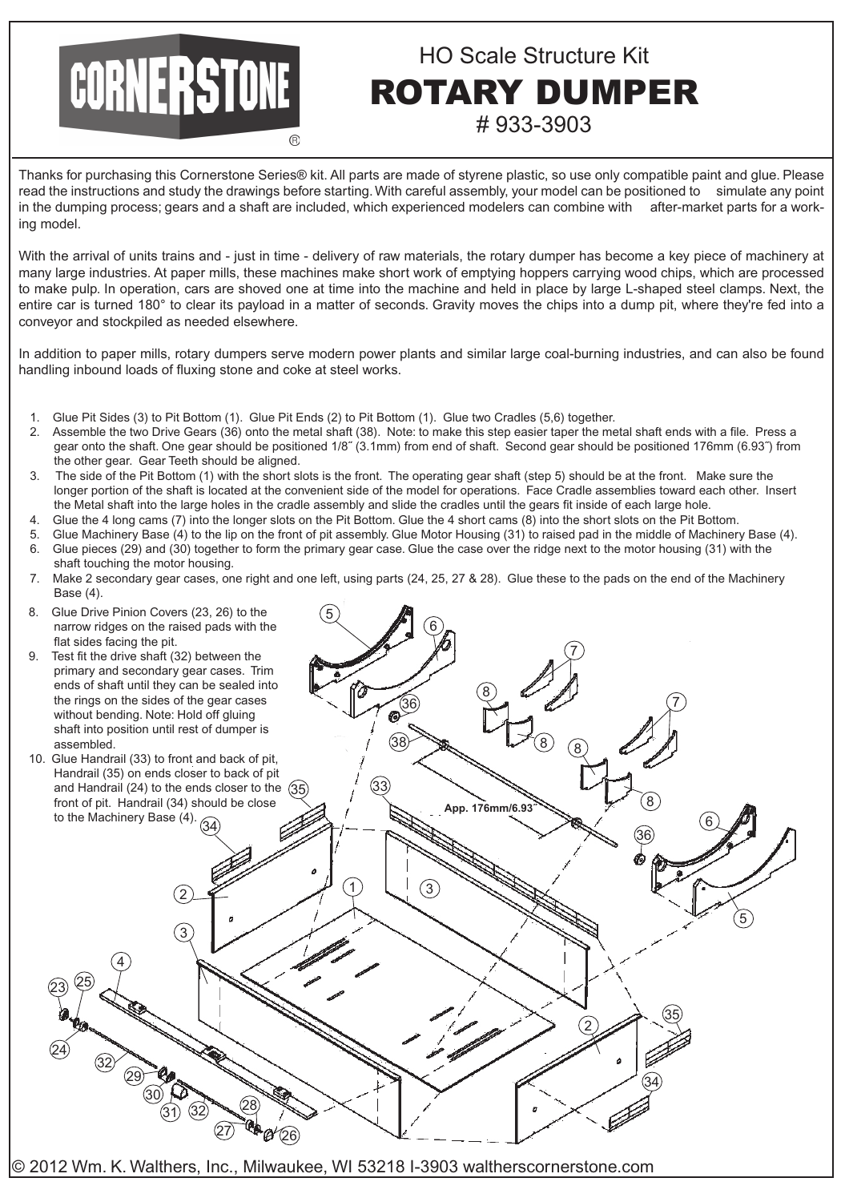# CORNERSTONE®

## HO Scale Structure Kit

# ROTARY DUMPER

# 933-3903

Thanks for purchasing this Cornerstone Series® kit. All parts are made of styrene plastic, so use only compatible paint and glue. Please read the instructions and study the drawings before starting. With careful assembly, your model can be positioned to simulate any point in the dumping process; gears and a shaft are included, which experienced modelers can combine with after-market parts for a working model.

With the arrival of units trains and - just in time - delivery of raw materials, the rotary dumper has become a key piece of machinery at many large industries. At paper mills, these machines make short work of emptying hoppers carrying wood chips, which are processed to make pulp. In operation, cars are shoved one at time into the machine and held in place by large L-shaped steel clamps. Next, the entire car is turned 180° to clear its payload in a matter of seconds. Gravity moves the chips into a dump pit, where they're fed into a conveyor and stockpiled as needed elsewhere.

In addition to paper mills, rotary dumpers serve modern power plants and similar large coal-burning industries, and can also be found handling inbound loads of fluxing stone and coke at steel works.

1. Glue Pit Sides (3) to Pit Bottom (1). Glue Pit Ends (2) to Pit Bottom (1). Glue two Cradles (5,6) together.
2. Assemble the two Drive Gears (36) onto the metal shaft (38). Note: to make this step easier taper the metal shaft ends with a file. Press a gear onto the shaft. One gear should be positioned 1/8˝ (3.1mm) from end of shaft. Second gear should be positioned 176mm (6.93˝) from the other gear. Gear Teeth should be aligned.
3. The side of the Pit Bottom (1) with the short slots is the front. The operating gear shaft (step 5) should be at the front. Make sure the longer portion of the shaft is located at the convenient side of the model for operations. Face Cradle assemblies toward each other. Insert the Metal shaft into the large holes in the cradle assembly and slide the cradles until the gears fit inside of each large hole.
4. Glue the 4 long cams (7) into the longer slots on the Pit Bottom. Glue the 4 short cams (8) into the short slots on the Pit Bottom.
5. Glue Machinery Base (4) to the lip on the front of pit assembly. Glue Motor Housing (31) to raised pad in the middle of Machinery Base (4).
6. Glue pieces (29) and (30) together to form the primary gear case. Glue the case over the ridge next to the motor housing (31) with the shaft touching the motor housing.
7. Make 2 secondary gear cases, one right and one left, using parts (24, 25, 27 & 28). Glue these to the pads on the end of the Machinery Base (4).
8. Glue Drive Pinion Covers (23, 26) to the narrow ridges on the raised pads with the flat sides facing the pit.
9. Test fit the drive shaft (32) between the primary and secondary gear cases. Trim ends of shaft until they can be sealed into the rings on the sides of the gear cases without bending. Note: Hold off gluing shaft into position until rest of dumper is assembled.
10. Glue Handrail (33) to front and back of pit, Handrail (35) on ends closer to back of pit and Handrail (24) to the ends closer to the front of pit. Handrail (34) should be close to the Machinery Base (4).

App. 176mm/6.93˝

© 2012 Wm. K. Walthers, Inc., Milwaukee, WI 53218 I-3903 waltherscornerstone.com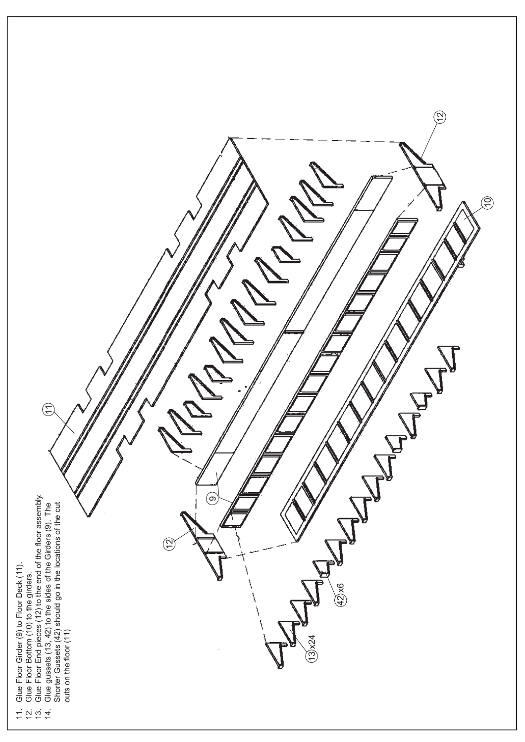11. Glue Floor Girder (9) to Floor Deck (11).
12. Glue Floor Bottom (10) to the girders.
13. Glue Floor End pieces (12) to the end of the floor assembly.
14. Glue gussets (13, 42) to the sides of the Girders (9). The Shorter Gussets (42) should go in the locations of the cut outs on the floor (11)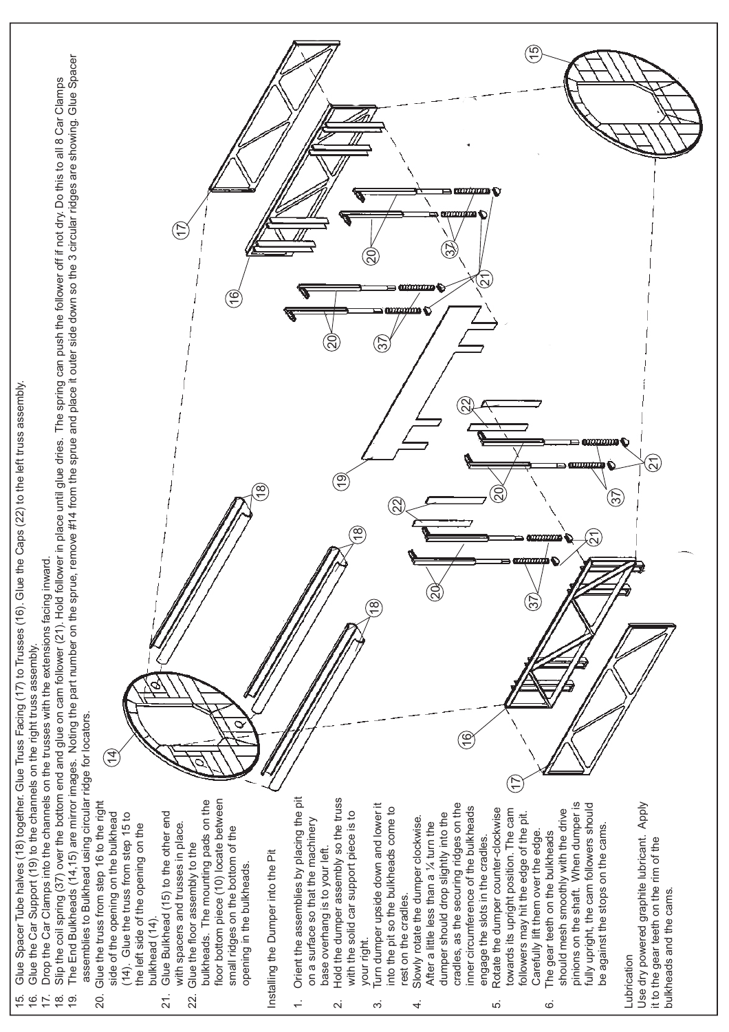15. Glue Spacer Tube halves (18) together. Glue Truss Facing (17) to Trusses (16). Glue the Caps (22) to the left truss assembly.
16. Glue the Car Support (19) to the channels on the right truss assembly.
17. Drop the Car Clamps into the channels on the trusses with the extensions facing inward.
18. Slip the coil spring (37) over the bottom end and glue on cam follower (21). Hold follower in place until glue dries. The spring can push the follower off if not dry. Do this to all 8 Car Clamps
19. The End Bulkheads (14,15) are mirror images. Noting the part number on the sprue, remove #14 from the sprue and place it outer side down so the 3 circular ridges are showing. Glue Spacer assemblies to Bulkhead using circular ridge for locators.
20. Glue the truss from step 16 to the right side of the opening on the bulkhead (14). Glue the truss from step 15 to the left side of the opening on the bulkhead (14).
21. Glue Bulkhead (15) to the other end with spacers and trusses in place.
22. Glue the floor assembly to the bulkheads. The mounting pads on the floor bottom piece (10) locate between small ridges on the bottom of the opening in the bulkheads.

Installing the Dumper into the Pit

1. Orient the assemblies by placing the pit on a surface so that the machinery base overhang is to your left.
2. Hold the dumper assembly so the truss with the solid car support piece is to your right.
3. Turn dumper upside down and lower it into the pit so the bulkheads come to rest on the cradles.
4. Slowly rotate the dumper clockwise. After a little less than a ¼ turn the dumper should drop slightly into the cradles, as the securing ridges on the inner circumference of the bulkheads engage the slots in the cradles.
5. Rotate the dumper counter-clockwise towards its upright position. The cam followers may hit the edge of the pit. Carefully lift them over the edge.
6. The gear teeth on the bulkheads should mesh smoothly with the drive pinions on the shaft. When dumper is fully upright, the cam followers should be against the stops on the cams.

Lubrication
Use dry powdered graphite lubricant. Apply it to the gear teeth on the rim of the bulkheads and the cams.

14 15 16 17 18 19 20 21 22 37